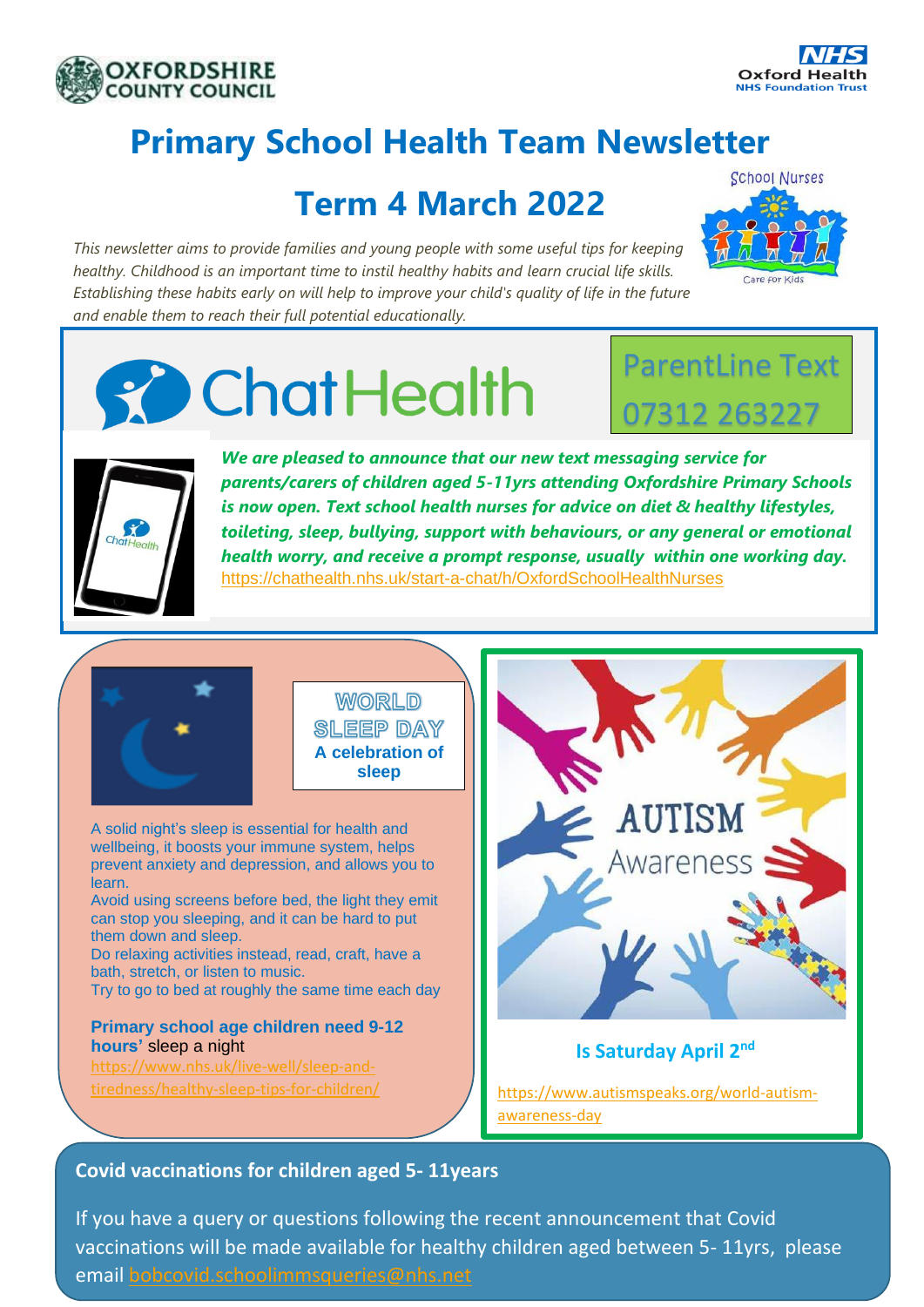OXFORDSHIRE COUNTY COUNCIL

NHS Oxford Health NHS Foundation Trust

# Primary School Health Team Newsletter

## Term 4 March 2022

School Nurses

Care for Kids

*This newsletter aims to provide families and young people with some useful tips for keeping healthy. Childhood is an important time to instil healthy habits and learn crucial life skills. Establishing these habits early on will help to improve your child's quality of life in the future and enable them to reach their full potential educationally.*

## ChatHealth

**ParentLine Text 07312 263227**

***We are pleased to announce that our new text messaging service for parents/carers of children aged 5-11yrs attending Oxfordshire Primary Schools is now open. Text school health nurses for advice on diet & healthy lifestyles, toileting, sleep, bullying, support with behaviours, or any general or emotional health worry, and receive a prompt response, usually within one working day.***

https://chathealth.nhs.uk/start-a-chat/h/OxfordSchoolHealthNurses

## WORLD SLEEP DAY

**A celebration of sleep**

A solid night's sleep is essential for health and wellbeing, it boosts your immune system, helps prevent anxiety and depression, and allows you to learn.

Avoid using screens before bed, the light they emit can stop you sleeping, and it can be hard to put them down and sleep.

Do relaxing activities instead, read, craft, have a bath, stretch, or listen to music.

Try to go to bed at roughly the same time each day

**Primary school age children need 9-12 hours'** sleep a night

https://www.nhs.uk/live-well/sleep-and-tiredness/healthy-sleep-tips-for-children/

## AUTISM Awareness

**Is Saturday April 2nd**

https://www.autismspeaks.org/world-autism-awareness-day

## Covid vaccinations for children aged 5- 11years

If you have a query or questions following the recent announcement that Covid vaccinations will be made available for healthy children aged between 5- 11yrs, please email bobcovid.schoolimmsqueries@nhs.net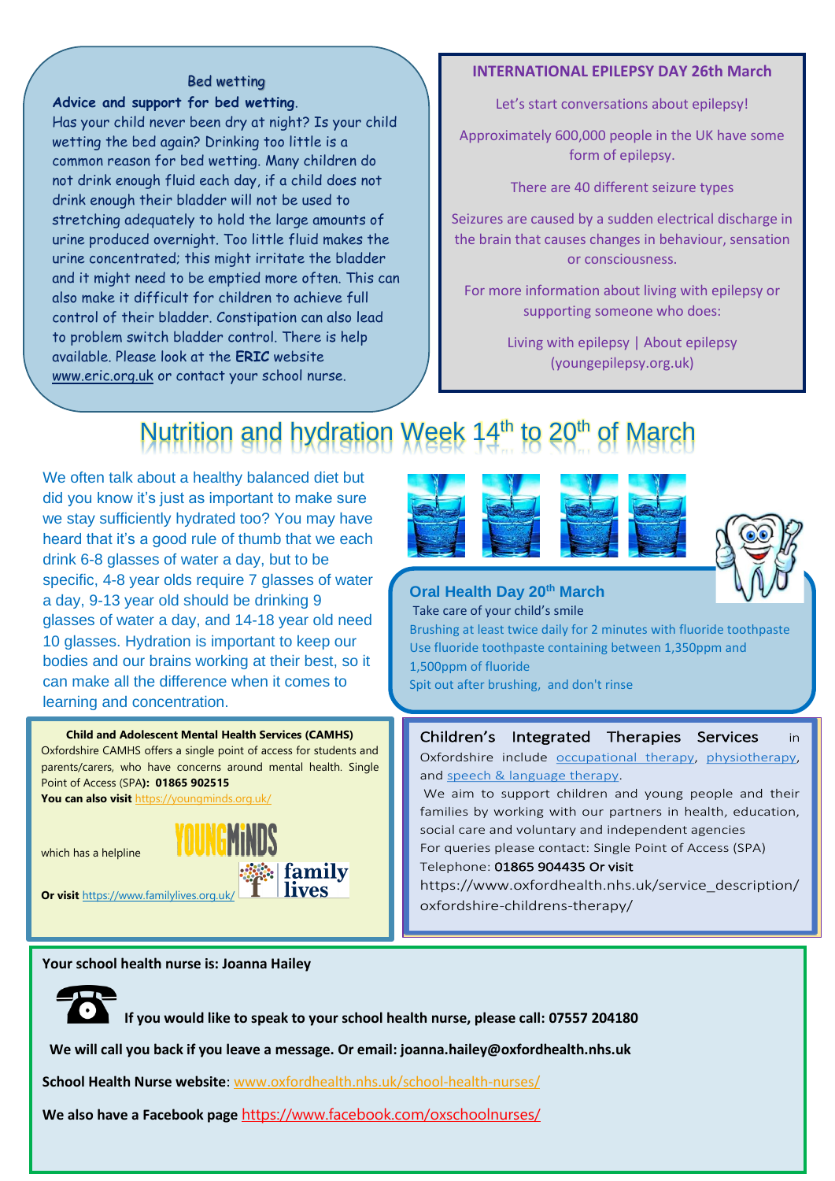## Bed wetting

**Advice and support for bed wetting.**

Has your child never been dry at night? Is your child wetting the bed again? Drinking too little is a common reason for bed wetting. Many children do not drink enough fluid each day, if a child does not drink enough their bladder will not be used to stretching adequately to hold the large amounts of urine produced overnight. Too little fluid makes the urine concentrated; this might irritate the bladder and it might need to be emptied more often. This can also make it difficult for children to achieve full control of their bladder. Constipation can also lead to problem switch bladder control. There is help available. Please look at the **ERIC** website www.eric.org.uk or contact your school nurse.

## INTERNATIONAL EPILEPSY DAY 26th March

Let's start conversations about epilepsy!

Approximately 600,000 people in the UK have some form of epilepsy.

There are 40 different seizure types

Seizures are caused by a sudden electrical discharge in the brain that causes changes in behaviour, sensation or consciousness.

For more information about living with epilepsy or supporting someone who does:

Living with epilepsy | About epilepsy (youngepilepsy.org.uk)

# Nutrition and hydration Week 14th to 20th of March

We often talk about a healthy balanced diet but did you know it's just as important to make sure we stay sufficiently hydrated too? You may have heard that it's a good rule of thumb that we each drink 6-8 glasses of water a day, but to be specific, 4-8 year olds require 7 glasses of water a day, 9-13 year old should be drinking 9 glasses of water a day, and 14-18 year old need 10 glasses. Hydration is important to keep our bodies and our brains working at their best, so it can make all the difference when it comes to learning and concentration.

## Oral Health Day 20th March

Take care of your child's smile

Brushing at least twice daily for 2 minutes with fluoride toothpaste

Use fluoride toothpaste containing between 1,350ppm and 1,500ppm of fluoride

Spit out after brushing, and don't rinse

**Child and Adolescent Mental Health Services (CAMHS)**

Oxfordshire CAMHS offers a single point of access for students and parents/carers, who have concerns around mental health. Single Point of Access (SPA)**: 01865 902515**

**You can also visit** https://youngminds.org.uk/

which has a helpline

YOUNGMINDS

family lives

**Or visit** https://www.familylives.org.uk/

Children's Integrated Therapies Services in Oxfordshire include occupational therapy, physiotherapy, and speech & language therapy.

We aim to support children and young people and their families by working with our partners in health, education, social care and voluntary and independent agencies

For queries please contact: Single Point of Access (SPA)

Telephone: 01865 904435 Or visit

https://www.oxfordhealth.nhs.uk/service_description/oxfordshire-childrens-therapy/

**Your school health nurse is: Joanna Hailey**

**If you would like to speak to your school health nurse, please call: 07557 204180**

**We will call you back if you leave a message. Or email: joanna.hailey@oxfordhealth.nhs.uk**

**School Health Nurse website**: www.oxfordhealth.nhs.uk/school-health-nurses/

**We also have a Facebook page** https://www.facebook.com/oxschoolnurses/